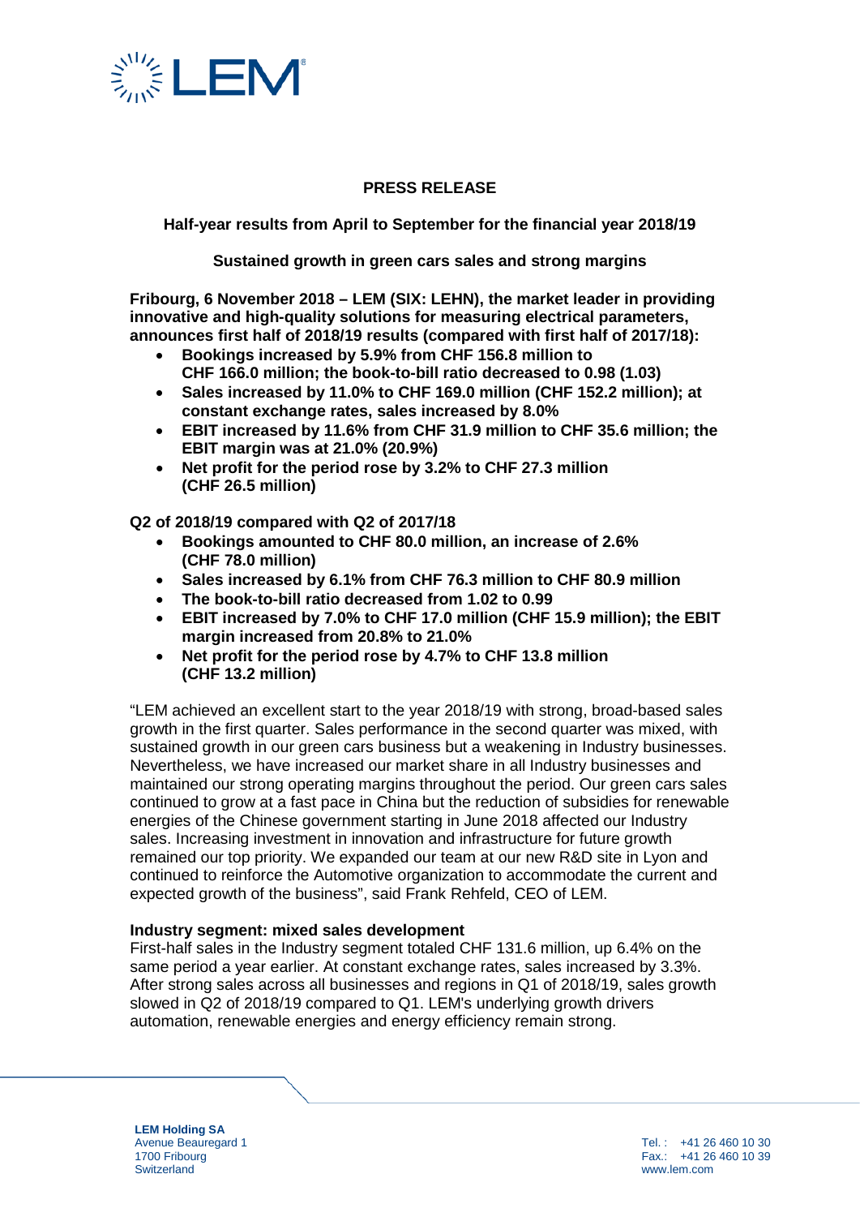# PRESS RELEASE

## Half-year results from April to September for the financial year 2018/19

## Sustained growth in green cars sales and strong margins

**Fribourg, 6 November 2018 – LEM (SIX: LEHN), the market leader in providing innovative and high-quality solutions for measuring electrical parameters, announces first half of 2018/19 results (compared with first half of 2017/18):**

- **Bookings increased by 5.9% from CHF 156.8 million to CHF 166.0 million; the book-to-bill ratio decreased to 0.98 (1.03)**
- **Sales increased by 11.0% to CHF 169.0 million (CHF 152.2 million); at constant exchange rates, sales increased by 8.0%**
- **EBIT increased by 11.6% from CHF 31.9 million to CHF 35.6 million; the EBIT margin was at 21.0% (20.9%)**
- **Net profit for the period rose by 3.2% to CHF 27.3 million (CHF 26.5 million)**

**Q2 of 2018/19 compared with Q2 of 2017/18**

- **Bookings amounted to CHF 80.0 million, an increase of 2.6% (CHF 78.0 million)**
- **Sales increased by 6.1% from CHF 76.3 million to CHF 80.9 million**
- **The book-to-bill ratio decreased from 1.02 to 0.99**
- **EBIT increased by 7.0% to CHF 17.0 million (CHF 15.9 million); the EBIT margin increased from 20.8% to 21.0%**
- **Net profit for the period rose by 4.7% to CHF 13.8 million (CHF 13.2 million)**

"LEM achieved an excellent start to the year 2018/19 with strong, broad-based sales growth in the first quarter. Sales performance in the second quarter was mixed, with sustained growth in our green cars business but a weakening in Industry businesses. Nevertheless, we have increased our market share in all Industry businesses and maintained our strong operating margins throughout the period. Our green cars sales continued to grow at a fast pace in China but the reduction of subsidies for renewable energies of the Chinese government starting in June 2018 affected our Industry sales. Increasing investment in innovation and infrastructure for future growth remained our top priority. We expanded our team at our new R&D site in Lyon and continued to reinforce the Automotive organization to accommodate the current and expected growth of the business", said Frank Rehfeld, CEO of LEM.

**Industry segment: mixed sales development**

First-half sales in the Industry segment totaled CHF 131.6 million, up 6.4% on the same period a year earlier. At constant exchange rates, sales increased by 3.3%. After strong sales across all businesses and regions in Q1 of 2018/19, sales growth slowed in Q2 of 2018/19 compared to Q1. LEM's underlying growth drivers automation, renewable energies and energy efficiency remain strong.

**LEM Holding SA**
Avenue Beauregard 1
1700 Fribourg
Switzerland

Tel.: +41 26 460 10 30
Fax.: +41 26 460 10 39
www.lem.com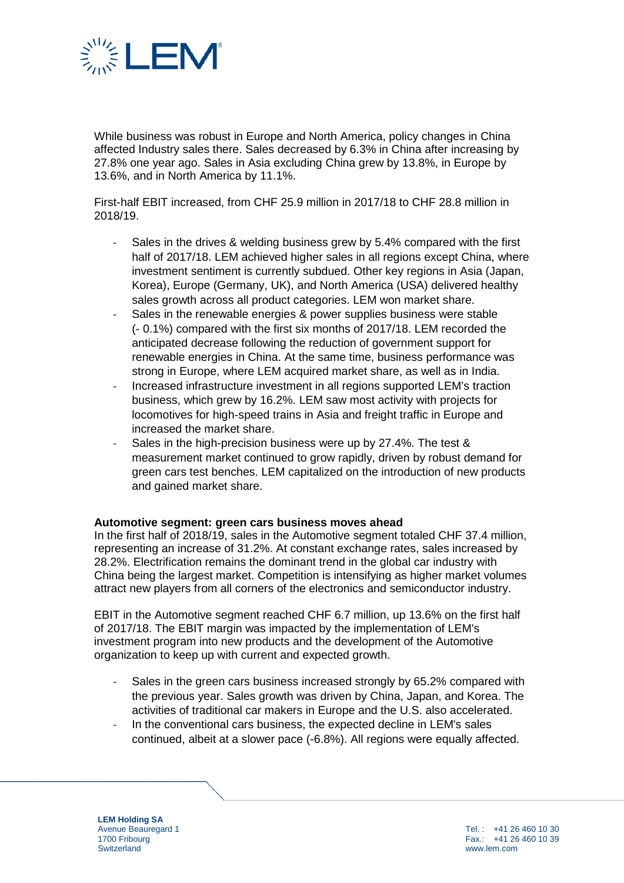While business was robust in Europe and North America, policy changes in China affected Industry sales there. Sales decreased by 6.3% in China after increasing by 27.8% one year ago. Sales in Asia excluding China grew by 13.8%, in Europe by 13.6%, and in North America by 11.1%.

First-half EBIT increased, from CHF 25.9 million in 2017/18 to CHF 28.8 million in 2018/19.

- Sales in the drives & welding business grew by 5.4% compared with the first half of 2017/18. LEM achieved higher sales in all regions except China, where investment sentiment is currently subdued. Other key regions in Asia (Japan, Korea), Europe (Germany, UK), and North America (USA) delivered healthy sales growth across all product categories. LEM won market share.
- Sales in the renewable energies & power supplies business were stable (- 0.1%) compared with the first six months of 2017/18. LEM recorded the anticipated decrease following the reduction of government support for renewable energies in China. At the same time, business performance was strong in Europe, where LEM acquired market share, as well as in India.
- Increased infrastructure investment in all regions supported LEM's traction business, which grew by 16.2%. LEM saw most activity with projects for locomotives for high-speed trains in Asia and freight traffic in Europe and increased the market share.
- Sales in the high-precision business were up by 27.4%. The test & measurement market continued to grow rapidly, driven by robust demand for green cars test benches. LEM capitalized on the introduction of new products and gained market share.

**Automotive segment: green cars business moves ahead**

In the first half of 2018/19, sales in the Automotive segment totaled CHF 37.4 million, representing an increase of 31.2%. At constant exchange rates, sales increased by 28.2%. Electrification remains the dominant trend in the global car industry with China being the largest market. Competition is intensifying as higher market volumes attract new players from all corners of the electronics and semiconductor industry.

EBIT in the Automotive segment reached CHF 6.7 million, up 13.6% on the first half of 2017/18. The EBIT margin was impacted by the implementation of LEM's investment program into new products and the development of the Automotive organization to keep up with current and expected growth.

- Sales in the green cars business increased strongly by 65.2% compared with the previous year. Sales growth was driven by China, Japan, and Korea. The activities of traditional car makers in Europe and the U.S. also accelerated.
- In the conventional cars business, the expected decline in LEM's sales continued, albeit at a slower pace (-6.8%). All regions were equally affected.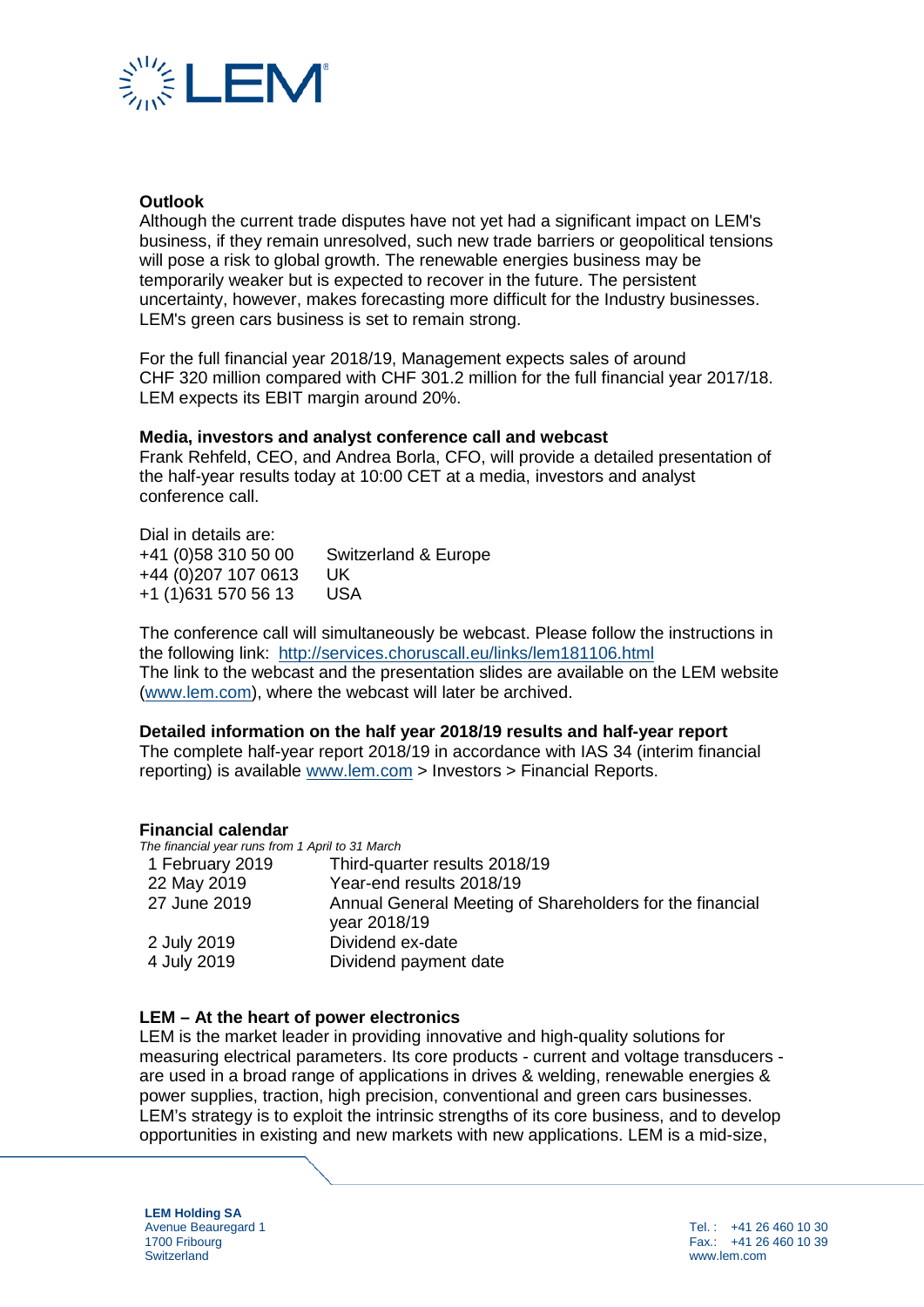**Outlook**

Although the current trade disputes have not yet had a significant impact on LEM's business, if they remain unresolved, such new trade barriers or geopolitical tensions will pose a risk to global growth. The renewable energies business may be temporarily weaker but is expected to recover in the future. The persistent uncertainty, however, makes forecasting more difficult for the Industry businesses. LEM's green cars business is set to remain strong.

For the full financial year 2018/19, Management expects sales of around CHF 320 million compared with CHF 301.2 million for the full financial year 2017/18. LEM expects its EBIT margin around 20%.

**Media, investors and analyst conference call and webcast**

Frank Rehfeld, CEO, and Andrea Borla, CFO, will provide a detailed presentation of the half-year results today at 10:00 CET at a media, investors and analyst conference call.

Dial in details are:

| | |
|---|---|
| +41 (0)58 310 50 00 | Switzerland & Europe |
| +44 (0)207 107 0613 | UK |
| +1 (1)631 570 56 13 | USA |

The conference call will simultaneously be webcast. Please follow the instructions in the following link: http://services.choruscall.eu/links/lem181106.html

The link to the webcast and the presentation slides are available on the LEM website (www.lem.com), where the webcast will later be archived.

**Detailed information on the half year 2018/19 results and half-year report**

The complete half-year report 2018/19 in accordance with IAS 34 (interim financial reporting) is available www.lem.com > Investors > Financial Reports.

**Financial calendar**

*The financial year runs from 1 April to 31 March*

| | |
|---|---|
| 1 February 2019 | Third-quarter results 2018/19 |
| 22 May 2019 | Year-end results 2018/19 |
| 27 June 2019 | Annual General Meeting of Shareholders for the financial year 2018/19 |
| 2 July 2019 | Dividend ex-date |
| 4 July 2019 | Dividend payment date |

**LEM – At the heart of power electronics**

LEM is the market leader in providing innovative and high-quality solutions for measuring electrical parameters. Its core products - current and voltage transducers - are used in a broad range of applications in drives & welding, renewable energies & power supplies, traction, high precision, conventional and green cars businesses. LEM's strategy is to exploit the intrinsic strengths of its core business, and to develop opportunities in existing and new markets with new applications. LEM is a mid-size,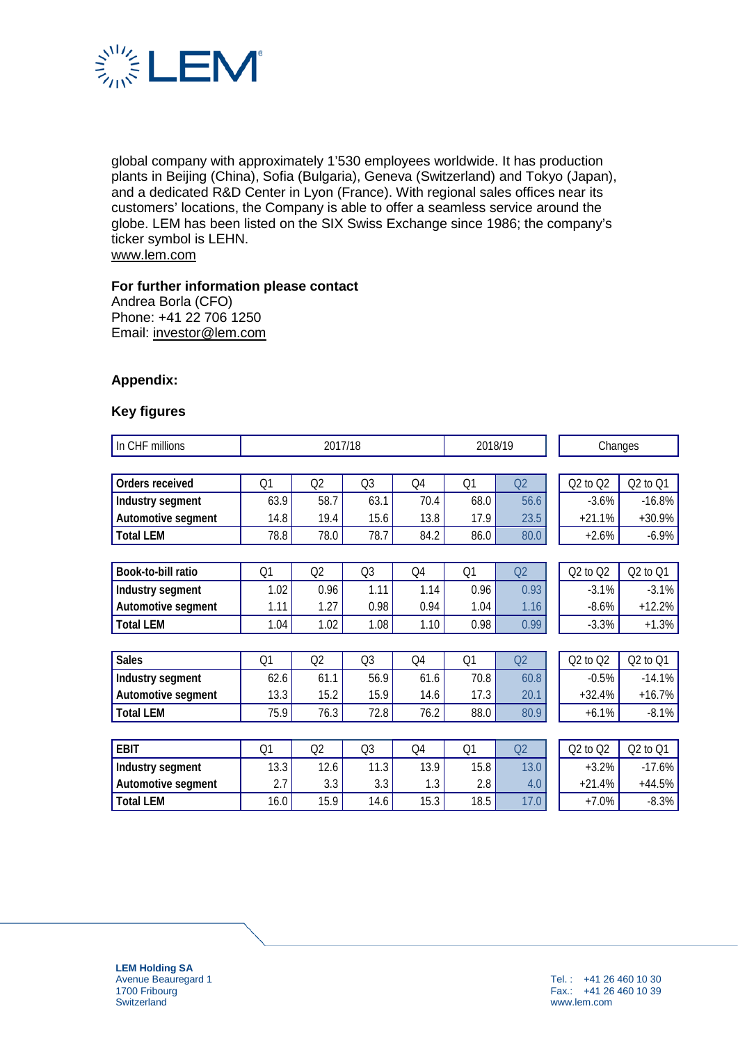global company with approximately 1'530 employees worldwide. It has production plants in Beijing (China), Sofia (Bulgaria), Geneva (Switzerland) and Tokyo (Japan), and a dedicated R&D Center in Lyon (France). With regional sales offices near its customers' locations, the Company is able to offer a seamless service around the globe. LEM has been listed on the SIX Swiss Exchange since 1986; the company's ticker symbol is LEHN.
www.lem.com

**For further information please contact**
Andrea Borla (CFO)
Phone: +41 22 706 1250
Email: investor@lem.com

### Appendix:

### Key figures

| In CHF millions | 2017/18 | | | | 2018/19 | | Changes | |
|---|---|---|---|---|---|---|---|---|
| **Orders received** | Q1 | Q2 | Q3 | Q4 | Q1 | Q2 | Q2 to Q2 | Q2 to Q1 |
| **Industry segment** | 63.9 | 58.7 | 63.1 | 70.4 | 68.0 | 56.6 | -3.6% | -16.8% |
| **Automotive segment** | 14.8 | 19.4 | 15.6 | 13.8 | 17.9 | 23.5 | +21.1% | +30.9% |
| **Total LEM** | 78.8 | 78.0 | 78.7 | 84.2 | 86.0 | 80.0 | +2.6% | -6.9% |
| **Book-to-bill ratio** | Q1 | Q2 | Q3 | Q4 | Q1 | Q2 | Q2 to Q2 | Q2 to Q1 |
| **Industry segment** | 1.02 | 0.96 | 1.11 | 1.14 | 0.96 | 0.93 | -3.1% | -3.1% |
| **Automotive segment** | 1.11 | 1.27 | 0.98 | 0.94 | 1.04 | 1.16 | -8.6% | +12.2% |
| **Total LEM** | 1.04 | 1.02 | 1.08 | 1.10 | 0.98 | 0.99 | -3.3% | +1.3% |
| **Sales** | Q1 | Q2 | Q3 | Q4 | Q1 | Q2 | Q2 to Q2 | Q2 to Q1 |
| **Industry segment** | 62.6 | 61.1 | 56.9 | 61.6 | 70.8 | 60.8 | -0.5% | -14.1% |
| **Automotive segment** | 13.3 | 15.2 | 15.9 | 14.6 | 17.3 | 20.1 | +32.4% | +16.7% |
| **Total LEM** | 75.9 | 76.3 | 72.8 | 76.2 | 88.0 | 80.9 | +6.1% | -8.1% |
| **EBIT** | Q1 | Q2 | Q3 | Q4 | Q1 | Q2 | Q2 to Q2 | Q2 to Q1 |
| **Industry segment** | 13.3 | 12.6 | 11.3 | 13.9 | 15.8 | 13.0 | +3.2% | -17.6% |
| **Automotive segment** | 2.7 | 3.3 | 3.3 | 1.3 | 2.8 | 4.0 | +21.4% | +44.5% |
| **Total LEM** | 16.0 | 15.9 | 14.6 | 15.3 | 18.5 | 17.0 | +7.0% | -8.3% |

**LEM Holding SA**
Avenue Beauregard 1
1700 Fribourg
Switzerland

Tel.: +41 26 460 10 30
Fax.: +41 26 460 10 39
www.lem.com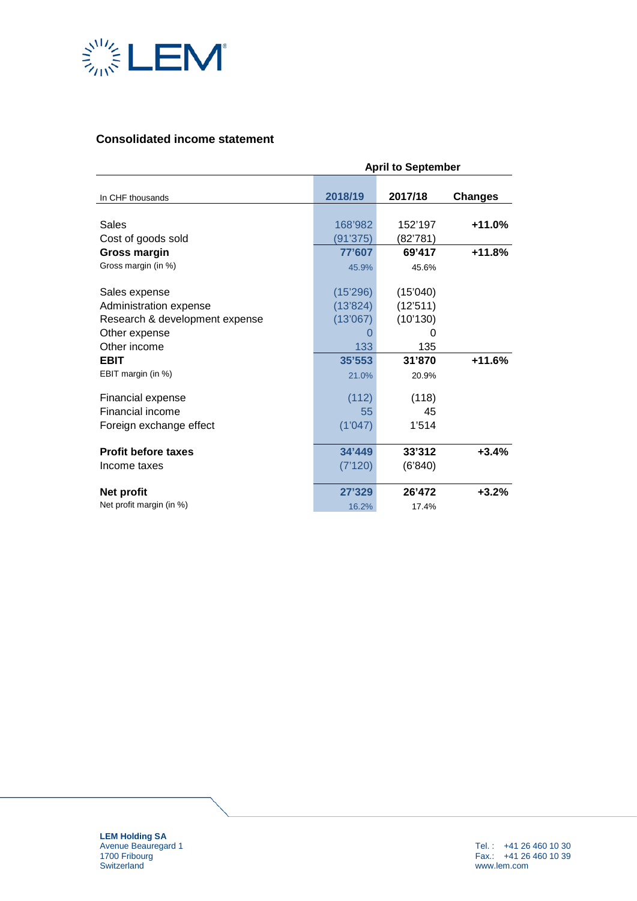LEM

## Consolidated income statement

| In CHF thousands | April to September 2018/19 | 2017/18 | Changes |
|---|---|---|---|
| Sales | 168'982 | 152'197 | +11.0% |
| Cost of goods sold | (91'375) | (82'781) | |
| **Gross margin** | **77'607** | **69'417** | **+11.8%** |
| Gross margin (in %) | 45.9% | 45.6% | |
| Sales expense | (15'296) | (15'040) | |
| Administration expense | (13'824) | (12'511) | |
| Research & development expense | (13'067) | (10'130) | |
| Other expense | 0 | 0 | |
| Other income | 133 | 135 | |
| **EBIT** | **35'553** | **31'870** | **+11.6%** |
| EBIT margin (in %) | 21.0% | 20.9% | |
| Financial expense | (112) | (118) | |
| Financial income | 55 | 45 | |
| Foreign exchange effect | (1'047) | 1'514 | |
| **Profit before taxes** | **34'449** | **33'312** | **+3.4%** |
| Income taxes | (7'120) | (6'840) | |
| **Net profit** | **27'329** | **26'472** | **+3.2%** |
| Net profit margin (in %) | 16.2% | 17.4% | |

**LEM Holding SA**
Avenue Beauregard 1
1700 Fribourg
Switzerland

Tel. : +41 26 460 10 30
Fax.: +41 26 460 10 39
www.lem.com